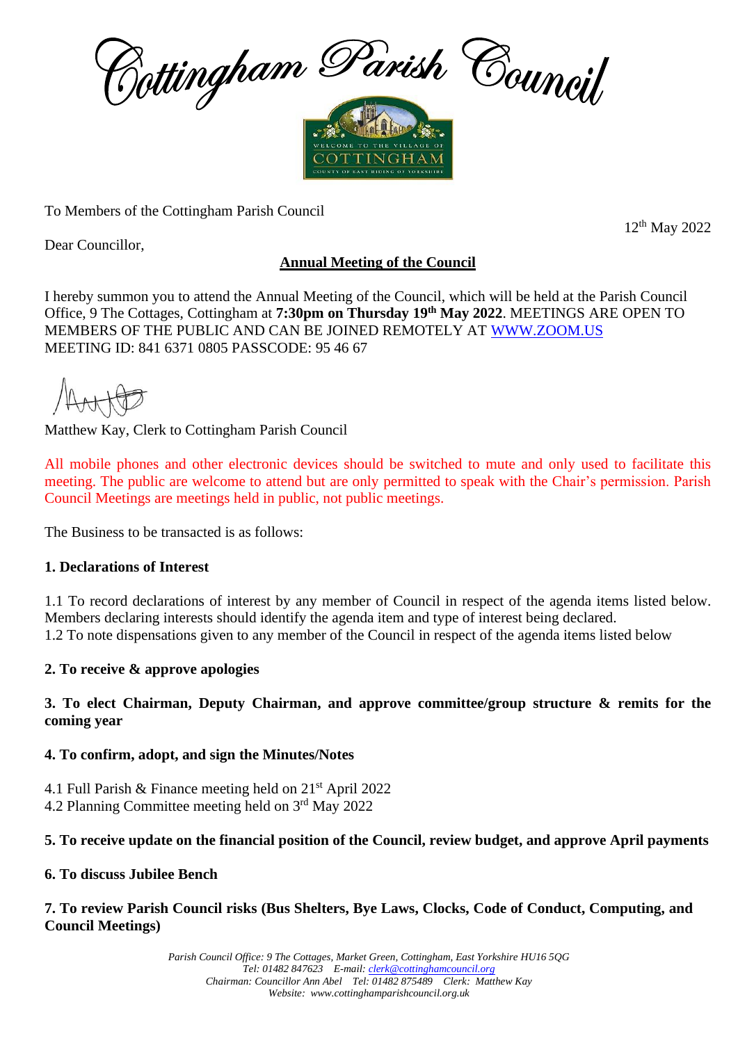# Cottingham Parish Council

To Members of the Cottingham Parish Council

12th May 2022

Dear Councillor,

**Annual Meeting of the Council**

I hereby summon you to attend the Annual Meeting of the Council, which will be held at the Parish Council Office, 9 The Cottages, Cottingham at **7:30pm on Thursday 19th May 2022**. MEETINGS ARE OPEN TO MEMBERS OF THE PUBLIC AND CAN BE JOINED REMOTELY AT WWW.ZOOM.US
MEETING ID: 841 6371 0805 PASSCODE: 95 46 67

Matthew Kay, Clerk to Cottingham Parish Council

All mobile phones and other electronic devices should be switched to mute and only used to facilitate this meeting. The public are welcome to attend but are only permitted to speak with the Chair's permission. Parish Council Meetings are meetings held in public, not public meetings.

The Business to be transacted is as follows:

**1. Declarations of Interest**

1.1 To record declarations of interest by any member of Council in respect of the agenda items listed below. Members declaring interests should identify the agenda item and type of interest being declared.
1.2 To note dispensations given to any member of the Council in respect of the agenda items listed below

**2. To receive & approve apologies**

**3. To elect Chairman, Deputy Chairman, and approve committee/group structure & remits for the coming year**

**4. To confirm, adopt, and sign the Minutes/Notes**

4.1 Full Parish & Finance meeting held on 21st April 2022
4.2 Planning Committee meeting held on 3rd May 2022

**5. To receive update on the financial position of the Council, review budget, and approve April payments**

**6. To discuss Jubilee Bench**

**7. To review Parish Council risks (Bus Shelters, Bye Laws, Clocks, Code of Conduct, Computing, and Council Meetings)**

*Parish Council Office: 9 The Cottages, Market Green, Cottingham, East Yorkshire HU16 5QG*
*Tel: 01482 847623 E-mail: clerk@cottinghamcouncil.org*
*Chairman: Councillor Ann Abel Tel: 01482 875489 Clerk: Matthew Kay*
*Website: www.cottinghamparishcouncil.org.uk*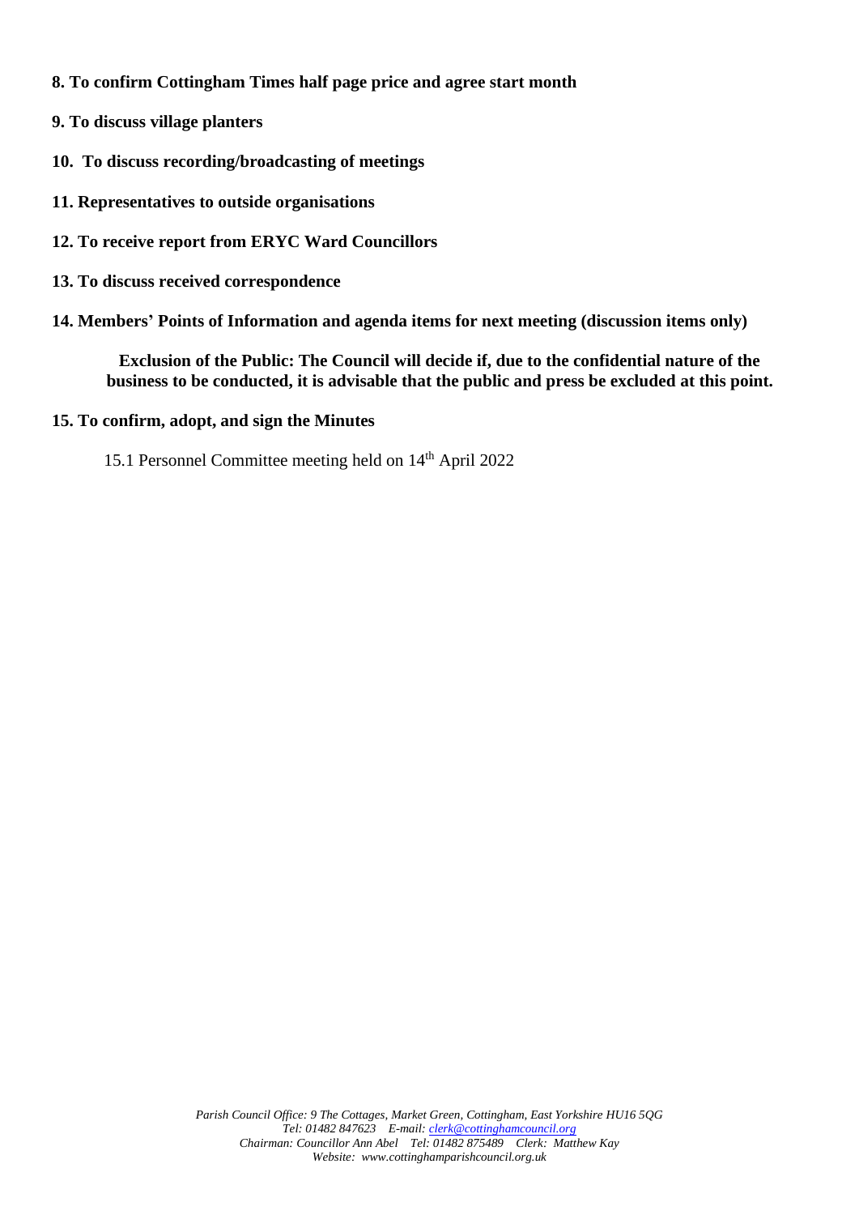**8. To confirm Cottingham Times half page price and agree start month**

**9. To discuss village planters**

**10. To discuss recording/broadcasting of meetings**

**11. Representatives to outside organisations**

**12. To receive report from ERYC Ward Councillors**

**13. To discuss received correspondence**

**14. Members' Points of Information and agenda items for next meeting (discussion items only)**

**Exclusion of the Public: The Council will decide if, due to the confidential nature of the business to be conducted, it is advisable that the public and press be excluded at this point.**

**15. To confirm, adopt, and sign the Minutes**

15.1 Personnel Committee meeting held on 14th April 2022

*Parish Council Office: 9 The Cottages, Market Green, Cottingham, East Yorkshire HU16 5QG*
*Tel: 01482 847623 E-mail: clerk@cottinghamcouncil.org*
*Chairman: Councillor Ann Abel Tel: 01482 875489 Clerk: Matthew Kay*
*Website: www.cottinghamparishcouncil.org.uk*